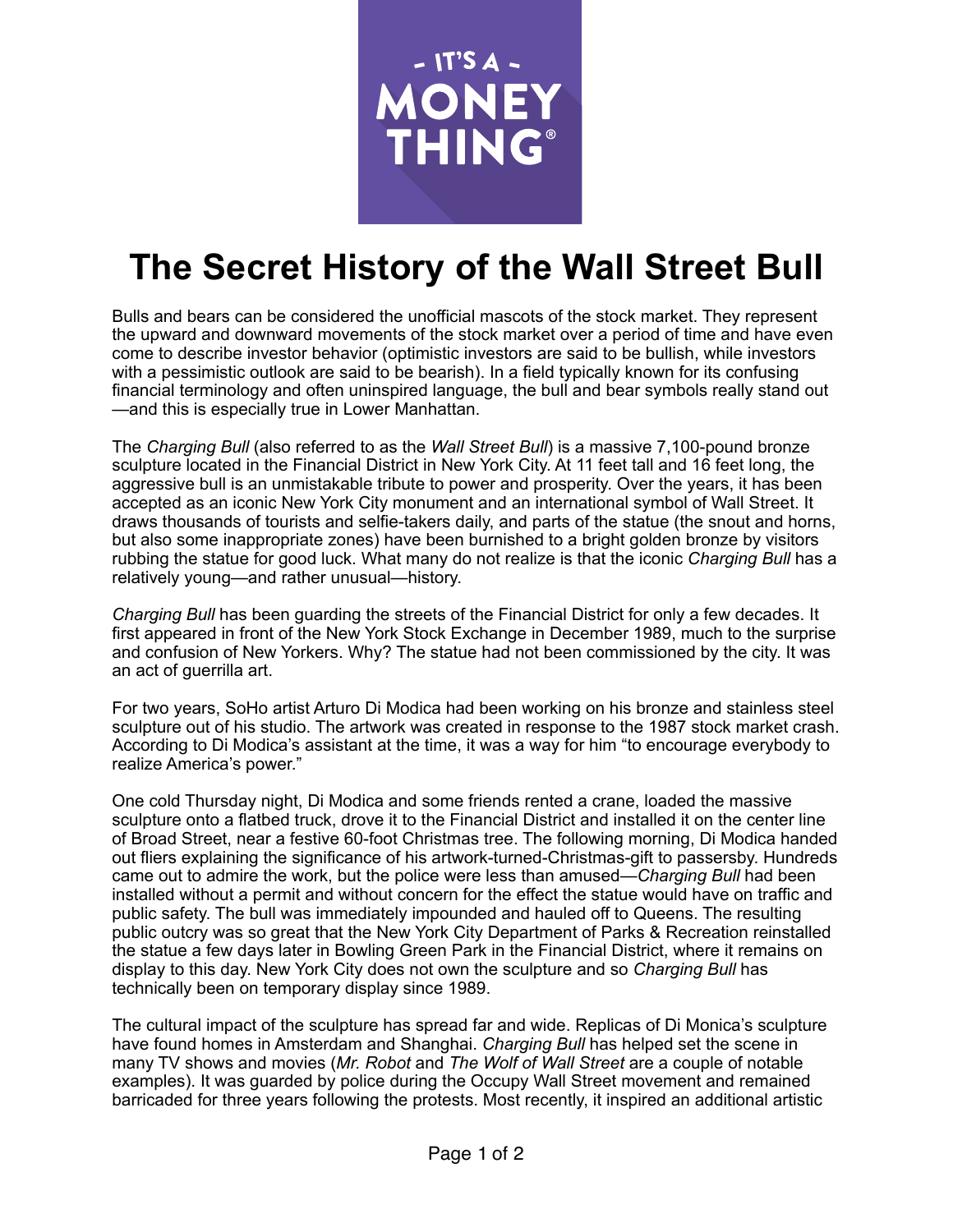# The Secret History of the Wall Street Bull

Bulls and bears can be considered the unofficial mascots of the stock market. They represent the upward and downward movements of the stock market over a period of time and have even come to describe investor behavior (optimistic investors are said to be bullish, while investors with a pessimistic outlook are said to be bearish). In a field typically known for its confusing financial terminology and often uninspired language, the bull and bear symbols really stand out—and this is especially true in Lower Manhattan.

The *Charging Bull* (also referred to as the *Wall Street Bull*) is a massive 7,100-pound bronze sculpture located in the Financial District in New York City. At 11 feet tall and 16 feet long, the aggressive bull is an unmistakable tribute to power and prosperity. Over the years, it has been accepted as an iconic New York City monument and an international symbol of Wall Street. It draws thousands of tourists and selfie-takers daily, and parts of the statue (the snout and horns, but also some inappropriate zones) have been burnished to a bright golden bronze by visitors rubbing the statue for good luck. What many do not realize is that the iconic *Charging Bull* has a relatively young—and rather unusual—history.

*Charging Bull* has been guarding the streets of the Financial District for only a few decades. It first appeared in front of the New York Stock Exchange in December 1989, much to the surprise and confusion of New Yorkers. Why? The statue had not been commissioned by the city. It was an act of guerrilla art.

For two years, SoHo artist Arturo Di Modica had been working on his bronze and stainless steel sculpture out of his studio. The artwork was created in response to the 1987 stock market crash. According to Di Modica's assistant at the time, it was a way for him "to encourage everybody to realize America's power."

One cold Thursday night, Di Modica and some friends rented a crane, loaded the massive sculpture onto a flatbed truck, drove it to the Financial District and installed it on the center line of Broad Street, near a festive 60-foot Christmas tree. The following morning, Di Modica handed out fliers explaining the significance of his artwork-turned-Christmas-gift to passersby. Hundreds came out to admire the work, but the police were less than amused—*Charging Bull* had been installed without a permit and without concern for the effect the statue would have on traffic and public safety. The bull was immediately impounded and hauled off to Queens. The resulting public outcry was so great that the New York City Department of Parks & Recreation reinstalled the statue a few days later in Bowling Green Park in the Financial District, where it remains on display to this day. New York City does not own the sculpture and so *Charging Bull* has technically been on temporary display since 1989.

The cultural impact of the sculpture has spread far and wide. Replicas of Di Monica's sculpture have found homes in Amsterdam and Shanghai. *Charging Bull* has helped set the scene in many TV shows and movies (*Mr. Robot* and *The Wolf of Wall Street* are a couple of notable examples). It was guarded by police during the Occupy Wall Street movement and remained barricaded for three years following the protests. Most recently, it inspired an additional artistic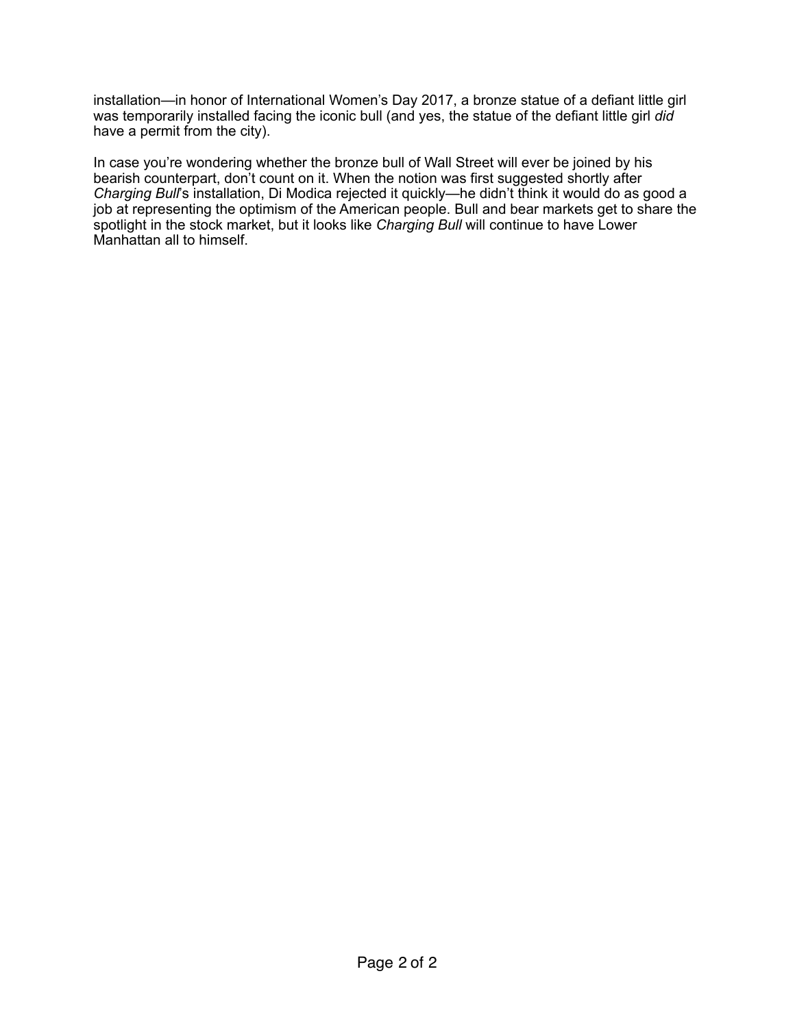installation—in honor of International Women's Day 2017, a bronze statue of a defiant little girl was temporarily installed facing the iconic bull (and yes, the statue of the defiant little girl *did* have a permit from the city).

In case you're wondering whether the bronze bull of Wall Street will ever be joined by his bearish counterpart, don't count on it. When the notion was first suggested shortly after *Charging Bull*'s installation, Di Modica rejected it quickly—he didn't think it would do as good a job at representing the optimism of the American people. Bull and bear markets get to share the spotlight in the stock market, but it looks like *Charging Bull* will continue to have Lower Manhattan all to himself.